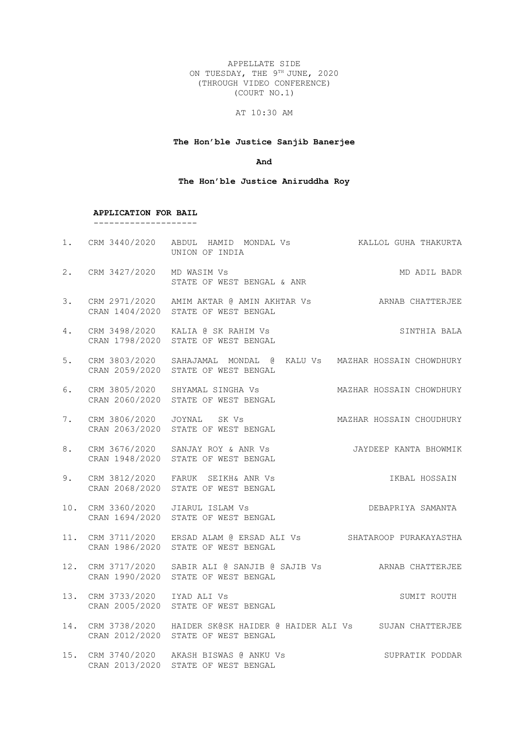APPELLATE SIDE
ON TUESDAY, THE 9TH JUNE, 2020
(THROUGH VIDEO CONFERENCE)
(COURT NO.1)

AT 10:30 AM

**The Hon'ble Justice Sanjib Banerjee**

**And**

**The Hon'ble Justice Aniruddha Roy**

**APPLICATION FOR BAIL**

--------------------

| No. | Case No. | Parties | Advocate |
|---|---|---|---|
| 1. | CRM 3440/2020 | ABDUL HAMID MONDAL Vs UNION OF INDIA | KALLOL GUHA THAKURTA |
| 2. | CRM 3427/2020 | MD WASIM Vs STATE OF WEST BENGAL & ANR | MD ADIL BADR |
| 3. | CRM 2971/2020 CRAN 1404/2020 | AMIM AKTAR @ AMIN AKHTAR Vs STATE OF WEST BENGAL | ARNAB CHATTERJEE |
| 4. | CRM 3498/2020 CRAN 1798/2020 | KALIA @ SK RAHIM Vs STATE OF WEST BENGAL | SINTHIA BALA |
| 5. | CRM 3803/2020 CRAN 2059/2020 | SAHAJAMAL MONDAL @ KALU Vs STATE OF WEST BENGAL | MAZHAR HOSSAIN CHOWDHURY |
| 6. | CRM 3805/2020 CRAN 2060/2020 | SHYAMAL SINGHA Vs STATE OF WEST BENGAL | MAZHAR HOSSAIN CHOWDHURY |
| 7. | CRM 3806/2020 CRAN 2063/2020 | JOYNAL SK Vs STATE OF WEST BENGAL | MAZHAR HOSSAIN CHOUDHURY |
| 8. | CRM 3676/2020 CRAN 1948/2020 | SANJAY ROY & ANR Vs STATE OF WEST BENGAL | JAYDEEP KANTA BHOWMIK |
| 9. | CRM 3812/2020 CRAN 2068/2020 | FARUK SEIKH& ANR Vs STATE OF WEST BENGAL | IKBAL HOSSAIN |
| 10. | CRM 3360/2020 CRAN 1694/2020 | JIARUL ISLAM Vs STATE OF WEST BENGAL | DEBAPRIYA SAMANTA |
| 11. | CRM 3711/2020 CRAN 1986/2020 | ERSAD ALAM @ ERSAD ALI Vs STATE OF WEST BENGAL | SHATAROOP PURAKAYASTHA |
| 12. | CRM 3717/2020 CRAN 1990/2020 | SABIR ALI @ SANJIB @ SAJIB Vs STATE OF WEST BENGAL | ARNAB CHATTERJEE |
| 13. | CRM 3733/2020 CRAN 2005/2020 | IYAD ALI Vs STATE OF WEST BENGAL | SUMIT ROUTH |
| 14. | CRM 3738/2020 CRAN 2012/2020 | HAIDER SK@SK HAIDER @ HAIDER ALI Vs STATE OF WEST BENGAL | SUJAN CHATTERJEE |
| 15. | CRM 3740/2020 CRAN 2013/2020 | AKASH BISWAS @ ANKU Vs STATE OF WEST BENGAL | SUPRATIK PODDAR |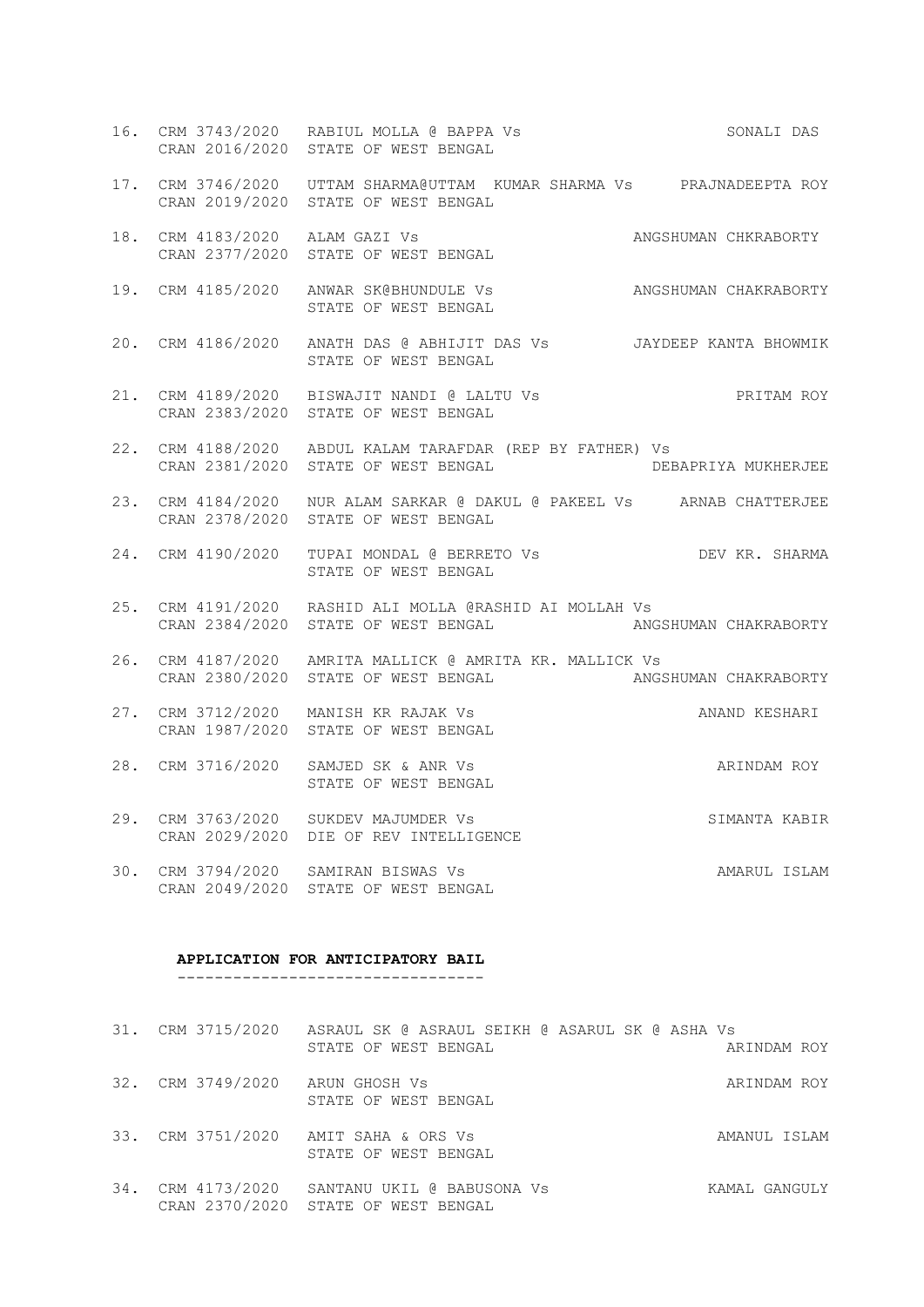16. CRM 3743/2020 RABIUL MOLLA @ BAPPA Vs SONALI DAS
    CRAN 2016/2020 STATE OF WEST BENGAL

17. CRM 3746/2020 UTTAM SHARMA@UTTAM KUMAR SHARMA Vs PRAJNADEEPTA ROY
    CRAN 2019/2020 STATE OF WEST BENGAL

18. CRM 4183/2020 ALAM GAZI Vs ANGSHUMAN CHKRABORTY
    CRAN 2377/2020 STATE OF WEST BENGAL

19. CRM 4185/2020 ANWAR SK@BHUNDULE Vs ANGSHUMAN CHAKRABORTY
    STATE OF WEST BENGAL

20. CRM 4186/2020 ANATH DAS @ ABHIJIT DAS Vs JAYDEEP KANTA BHOWMIK
    STATE OF WEST BENGAL

21. CRM 4189/2020 BISWAJIT NANDI @ LALTU Vs PRITAM ROY
    CRAN 2383/2020 STATE OF WEST BENGAL

22. CRM 4188/2020 ABDUL KALAM TARAFDAR (REP BY FATHER) Vs
    CRAN 2381/2020 STATE OF WEST BENGAL DEBAPRIYA MUKHERJEE

23. CRM 4184/2020 NUR ALAM SARKAR @ DAKUL @ PAKEEL Vs ARNAB CHATTERJEE
    CRAN 2378/2020 STATE OF WEST BENGAL

24. CRM 4190/2020 TUPAI MONDAL @ BERRETO Vs DEV KR. SHARMA
    STATE OF WEST BENGAL

25. CRM 4191/2020 RASHID ALI MOLLA @RASHID AI MOLLAH Vs
    CRAN 2384/2020 STATE OF WEST BENGAL ANGSHUMAN CHAKRABORTY

26. CRM 4187/2020 AMRITA MALLICK @ AMRITA KR. MALLICK Vs
    CRAN 2380/2020 STATE OF WEST BENGAL ANGSHUMAN CHAKRABORTY

27. CRM 3712/2020 MANISH KR RAJAK Vs ANAND KESHARI
    CRAN 1987/2020 STATE OF WEST BENGAL

28. CRM 3716/2020 SAMJED SK & ANR Vs ARINDAM ROY
    STATE OF WEST BENGAL

29. CRM 3763/2020 SUKDEV MAJUMDER Vs SIMANTA KABIR
    CRAN 2029/2020 DIE OF REV INTELLIGENCE

30. CRM 3794/2020 SAMIRAN BISWAS Vs AMARUL ISLAM
    CRAN 2049/2020 STATE OF WEST BENGAL

**APPLICATION FOR ANTICIPATORY BAIL**

31. CRM 3715/2020 ASRAUL SK @ ASRAUL SEIKH @ ASARUL SK @ ASHA Vs
    STATE OF WEST BENGAL ARINDAM ROY

32. CRM 3749/2020 ARUN GHOSH Vs ARINDAM ROY
    STATE OF WEST BENGAL

33. CRM 3751/2020 AMIT SAHA & ORS Vs AMANUL ISLAM
    STATE OF WEST BENGAL

34. CRM 4173/2020 SANTANU UKIL @ BABUSONA Vs KAMAL GANGULY
    CRAN 2370/2020 STATE OF WEST BENGAL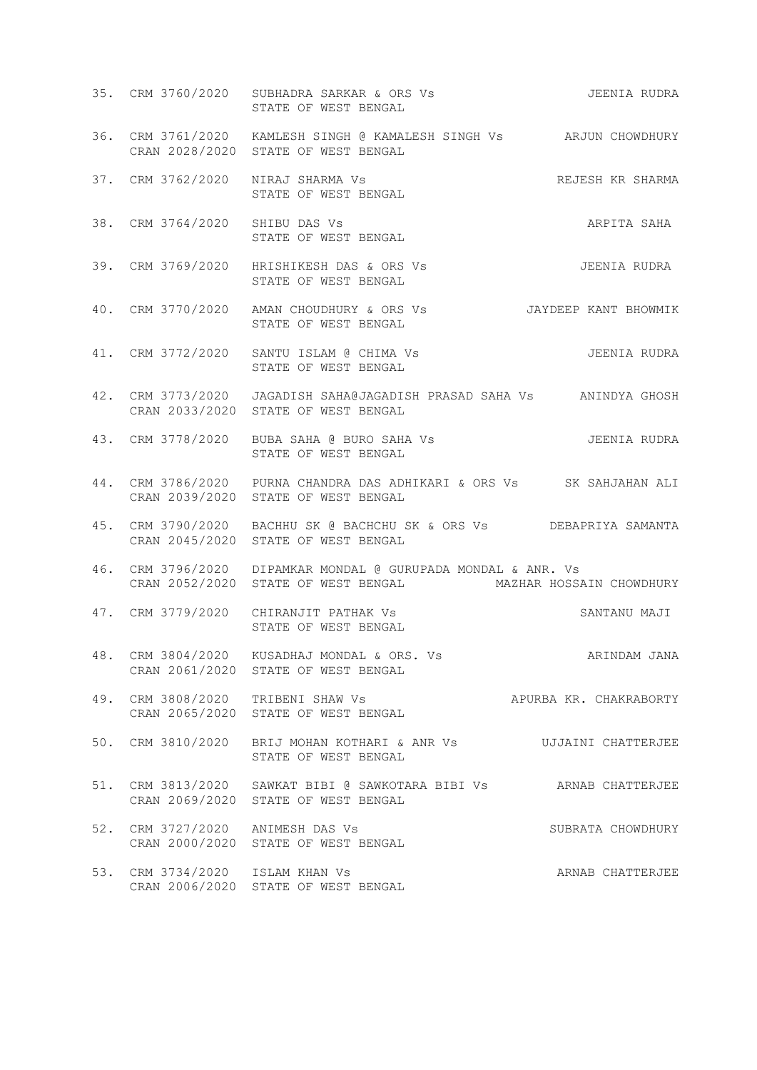35. CRM 3760/2020 SUBHADRA SARKAR & ORS Vs JEENIA RUDRA
    STATE OF WEST BENGAL

36. CRM 3761/2020 KAMLESH SINGH @ KAMALESH SINGH Vs ARJUN CHOWDHURY
    CRAN 2028/2020 STATE OF WEST BENGAL

37. CRM 3762/2020 NIRAJ SHARMA Vs REJESH KR SHARMA
    STATE OF WEST BENGAL

38. CRM 3764/2020 SHIBU DAS Vs ARPITA SAHA
    STATE OF WEST BENGAL

39. CRM 3769/2020 HRISHIKESH DAS & ORS Vs JEENIA RUDRA
    STATE OF WEST BENGAL

40. CRM 3770/2020 AMAN CHOUDHURY & ORS Vs JAYDEEP KANT BHOWMIK
    STATE OF WEST BENGAL

41. CRM 3772/2020 SANTU ISLAM @ CHIMA Vs JEENIA RUDRA
    STATE OF WEST BENGAL

42. CRM 3773/2020 JAGADISH SAHA@JAGADISH PRASAD SAHA Vs ANINDYA GHOSH
    CRAN 2033/2020 STATE OF WEST BENGAL

43. CRM 3778/2020 BUBA SAHA @ BURO SAHA Vs JEENIA RUDRA
    STATE OF WEST BENGAL

44. CRM 3786/2020 PURNA CHANDRA DAS ADHIKARI & ORS Vs SK SAHJAHAN ALI
    CRAN 2039/2020 STATE OF WEST BENGAL

45. CRM 3790/2020 BACHHU SK @ BACHCHU SK & ORS Vs DEBAPRIYA SAMANTA
    CRAN 2045/2020 STATE OF WEST BENGAL

46. CRM 3796/2020 DIPAMKAR MONDAL @ GURUPADA MONDAL & ANR. Vs
    CRAN 2052/2020 STATE OF WEST BENGAL MAZHAR HOSSAIN CHOWDHURY

47. CRM 3779/2020 CHIRANJIT PATHAK Vs SANTANU MAJI
    STATE OF WEST BENGAL

48. CRM 3804/2020 KUSADHAJ MONDAL & ORS. Vs ARINDAM JANA
    CRAN 2061/2020 STATE OF WEST BENGAL

49. CRM 3808/2020 TRIBENI SHAW Vs APURBA KR. CHAKRABORTY
    CRAN 2065/2020 STATE OF WEST BENGAL

50. CRM 3810/2020 BRIJ MOHAN KOTHARI & ANR Vs UJJAINI CHATTERJEE
    STATE OF WEST BENGAL

51. CRM 3813/2020 SAWKAT BIBI @ SAWKOTARA BIBI Vs ARNAB CHATTERJEE
    CRAN 2069/2020 STATE OF WEST BENGAL

52. CRM 3727/2020 ANIMESH DAS Vs SUBRATA CHOWDHURY
    CRAN 2000/2020 STATE OF WEST BENGAL

53. CRM 3734/2020 ISLAM KHAN Vs ARNAB CHATTERJEE
    CRAN 2006/2020 STATE OF WEST BENGAL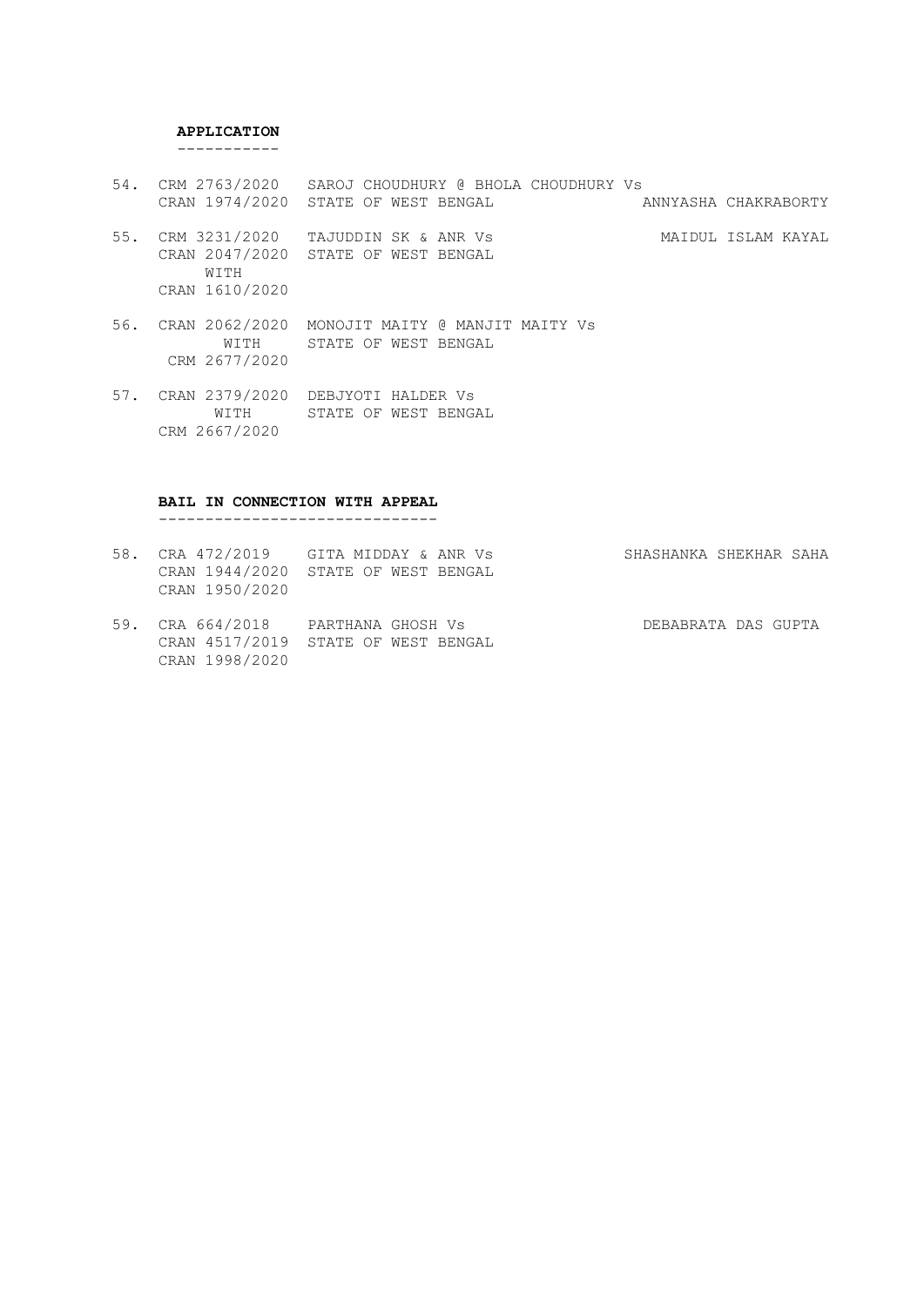**APPLICATION**

| No. | Case No. | Parties | Advocate |
|---|---|---|---|
| 54. | CRM 2763/2020<br>CRAN 1974/2020 | SAROJ CHOUDHURY @ BHOLA CHOUDHURY Vs<br>STATE OF WEST BENGAL | ANNYASHA CHAKRABORTY |
| 55. | CRM 3231/2020<br>CRAN 2047/2020<br>WITH<br>CRAN 1610/2020 | TAJUDDIN SK & ANR Vs<br>STATE OF WEST BENGAL | MAIDUL ISLAM KAYAL |
| 56. | CRAN 2062/2020<br>WITH<br>CRM 2677/2020 | MONOJIT MAITY @ MANJIT MAITY Vs<br>STATE OF WEST BENGAL | |
| 57. | CRAN 2379/2020<br>WITH<br>CRM 2667/2020 | DEBJYOTI HALDER Vs<br>STATE OF WEST BENGAL | |

**BAIL IN CONNECTION WITH APPEAL**

| No. | Case No. | Parties | Advocate |
|---|---|---|---|
| 58. | CRA 472/2019<br>CRAN 1944/2020<br>CRAN 1950/2020 | GITA MIDDAY & ANR Vs<br>STATE OF WEST BENGAL | SHASHANKA SHEKHAR SAHA |
| 59. | CRA 664/2018<br>CRAN 4517/2019<br>CRAN 1998/2020 | PARTHANA GHOSH Vs<br>STATE OF WEST BENGAL | DEBABRATA DAS GUPTA |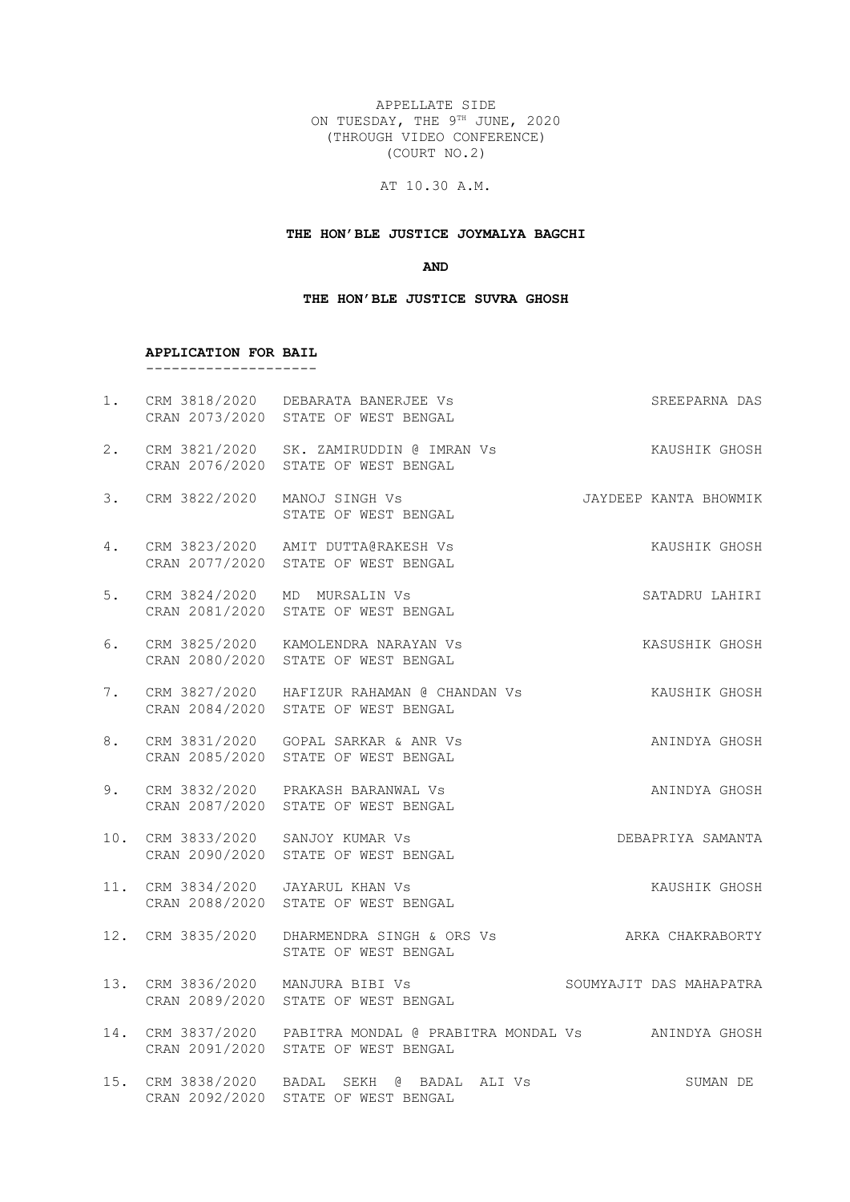APPELLATE SIDE
ON TUESDAY, THE 9TH JUNE, 2020
(THROUGH VIDEO CONFERENCE)
(COURT NO.2)

AT 10.30 A.M.

**THE HON'BLE JUSTICE JOYMALYA BAGCHI**

**AND**

**THE HON'BLE JUSTICE SUVRA GHOSH**

**APPLICATION FOR BAIL**

| No. | Case No. | Parties | Advocate |
|---|---|---|---|
| 1. | CRM 3818/2020<br>CRAN 2073/2020 | DEBARATA BANERJEE Vs<br>STATE OF WEST BENGAL | SREEPARNA DAS |
| 2. | CRM 3821/2020<br>CRAN 2076/2020 | SK. ZAMIRUDDIN @ IMRAN Vs<br>STATE OF WEST BENGAL | KAUSHIK GHOSH |
| 3. | CRM 3822/2020 | MANOJ SINGH Vs<br>STATE OF WEST BENGAL | JAYDEEP KANTA BHOWMIK |
| 4. | CRM 3823/2020<br>CRAN 2077/2020 | AMIT DUTTA@RAKESH Vs<br>STATE OF WEST BENGAL | KAUSHIK GHOSH |
| 5. | CRM 3824/2020<br>CRAN 2081/2020 | MD MURSALIN Vs<br>STATE OF WEST BENGAL | SATADRU LAHIRI |
| 6. | CRM 3825/2020<br>CRAN 2080/2020 | KAMOLENDRA NARAYAN Vs<br>STATE OF WEST BENGAL | KASUSHIK GHOSH |
| 7. | CRM 3827/2020<br>CRAN 2084/2020 | HAFIZUR RAHAMAN @ CHANDAN Vs<br>STATE OF WEST BENGAL | KAUSHIK GHOSH |
| 8. | CRM 3831/2020<br>CRAN 2085/2020 | GOPAL SARKAR & ANR Vs<br>STATE OF WEST BENGAL | ANINDYA GHOSH |
| 9. | CRM 3832/2020<br>CRAN 2087/2020 | PRAKASH BARANWAL Vs<br>STATE OF WEST BENGAL | ANINDYA GHOSH |
| 10. | CRM 3833/2020<br>CRAN 2090/2020 | SANJOY KUMAR Vs<br>STATE OF WEST BENGAL | DEBAPRIYA SAMANTA |
| 11. | CRM 3834/2020<br>CRAN 2088/2020 | JAYARUL KHAN Vs<br>STATE OF WEST BENGAL | KAUSHIK GHOSH |
| 12. | CRM 3835/2020 | DHARMENDRA SINGH & ORS Vs<br>STATE OF WEST BENGAL | ARKA CHAKRABORTY |
| 13. | CRM 3836/2020<br>CRAN 2089/2020 | MANJURA BIBI Vs<br>STATE OF WEST BENGAL | SOUMYAJIT DAS MAHAPATRA |
| 14. | CRM 3837/2020<br>CRAN 2091/2020 | PABITRA MONDAL @ PRABITRA MONDAL Vs<br>STATE OF WEST BENGAL | ANINDYA GHOSH |
| 15. | CRM 3838/2020<br>CRAN 2092/2020 | BADAL SEKH @ BADAL ALI Vs<br>STATE OF WEST BENGAL | SUMAN DE |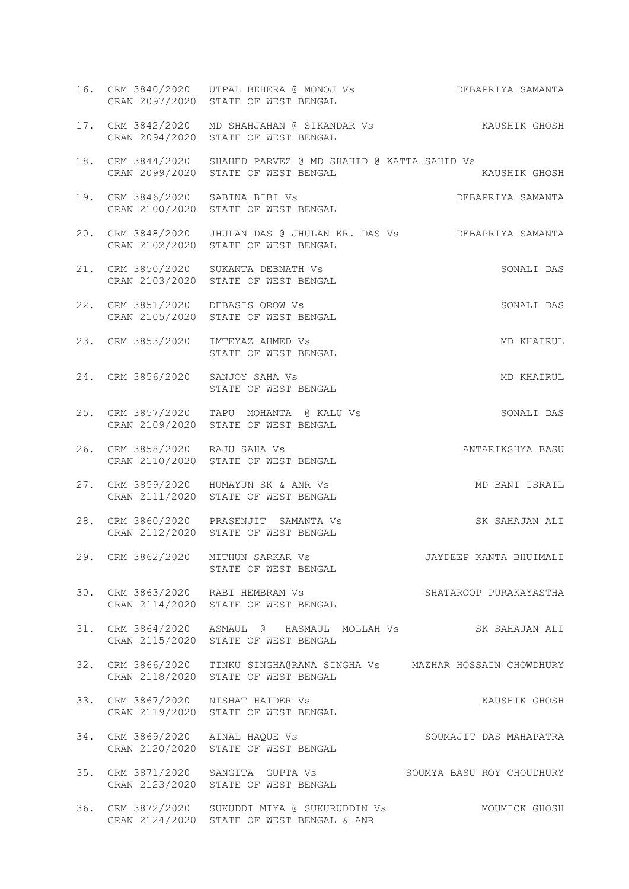| No. | Case No. | Parties | Advocate |
|---|---|---|---|
| 16. | CRM 3840/2020<br>CRAN 2097/2020 | UTPAL BEHERA @ MONOJ Vs<br>STATE OF WEST BENGAL | DEBAPRIYA SAMANTA |
| 17. | CRM 3842/2020<br>CRAN 2094/2020 | MD SHAHJAHAN @ SIKANDAR Vs<br>STATE OF WEST BENGAL | KAUSHIK GHOSH |
| 18. | CRM 3844/2020<br>CRAN 2099/2020 | SHAHED PARVEZ @ MD SHAHID @ KATTA SAHID Vs<br>STATE OF WEST BENGAL | KAUSHIK GHOSH |
| 19. | CRM 3846/2020<br>CRAN 2100/2020 | SABINA BIBI Vs<br>STATE OF WEST BENGAL | DEBAPRIYA SAMANTA |
| 20. | CRM 3848/2020<br>CRAN 2102/2020 | JHULAN DAS @ JHULAN KR. DAS Vs<br>STATE OF WEST BENGAL | DEBAPRIYA SAMANTA |
| 21. | CRM 3850/2020<br>CRAN 2103/2020 | SUKANTA DEBNATH Vs<br>STATE OF WEST BENGAL | SONALI DAS |
| 22. | CRM 3851/2020<br>CRAN 2105/2020 | DEBASIS OROW Vs<br>STATE OF WEST BENGAL | SONALI DAS |
| 23. | CRM 3853/2020 | IMTEYAZ AHMED Vs<br>STATE OF WEST BENGAL | MD KHAIRUL |
| 24. | CRM 3856/2020 | SANJOY SAHA Vs<br>STATE OF WEST BENGAL | MD KHAIRUL |
| 25. | CRM 3857/2020<br>CRAN 2109/2020 | TAPU MOHANTA @ KALU Vs<br>STATE OF WEST BENGAL | SONALI DAS |
| 26. | CRM 3858/2020<br>CRAN 2110/2020 | RAJU SAHA Vs<br>STATE OF WEST BENGAL | ANTARIKSHYA BASU |
| 27. | CRM 3859/2020<br>CRAN 2111/2020 | HUMAYUN SK & ANR Vs<br>STATE OF WEST BENGAL | MD BANI ISRAIL |
| 28. | CRM 3860/2020<br>CRAN 2112/2020 | PRASENJIT SAMANTA Vs<br>STATE OF WEST BENGAL | SK SAHAJAN ALI |
| 29. | CRM 3862/2020 | MITHUN SARKAR Vs<br>STATE OF WEST BENGAL | JAYDEEP KANTA BHUIMALI |
| 30. | CRM 3863/2020<br>CRAN 2114/2020 | RABI HEMBRAM Vs<br>STATE OF WEST BENGAL | SHATAROOP PURAKAYASTHA |
| 31. | CRM 3864/2020<br>CRAN 2115/2020 | ASMAUL @ HASMAUL MOLLAH Vs<br>STATE OF WEST BENGAL | SK SAHAJAN ALI |
| 32. | CRM 3866/2020<br>CRAN 2118/2020 | TINKU SINGHA@RANA SINGHA Vs<br>STATE OF WEST BENGAL | MAZHAR HOSSAIN CHOWDHURY |
| 33. | CRM 3867/2020<br>CRAN 2119/2020 | NISHAT HAIDER Vs<br>STATE OF WEST BENGAL | KAUSHIK GHOSH |
| 34. | CRM 3869/2020<br>CRAN 2120/2020 | AINAL HAQUE Vs<br>STATE OF WEST BENGAL | SOUMAJIT DAS MAHAPATRA |
| 35. | CRM 3871/2020<br>CRAN 2123/2020 | SANGITA GUPTA Vs<br>STATE OF WEST BENGAL | SOUMYA BASU ROY CHOUDHURY |
| 36. | CRM 3872/2020<br>CRAN 2124/2020 | SUKUDDI MIYA @ SUKURUDDIN Vs<br>STATE OF WEST BENGAL & ANR | MOUMICK GHOSH |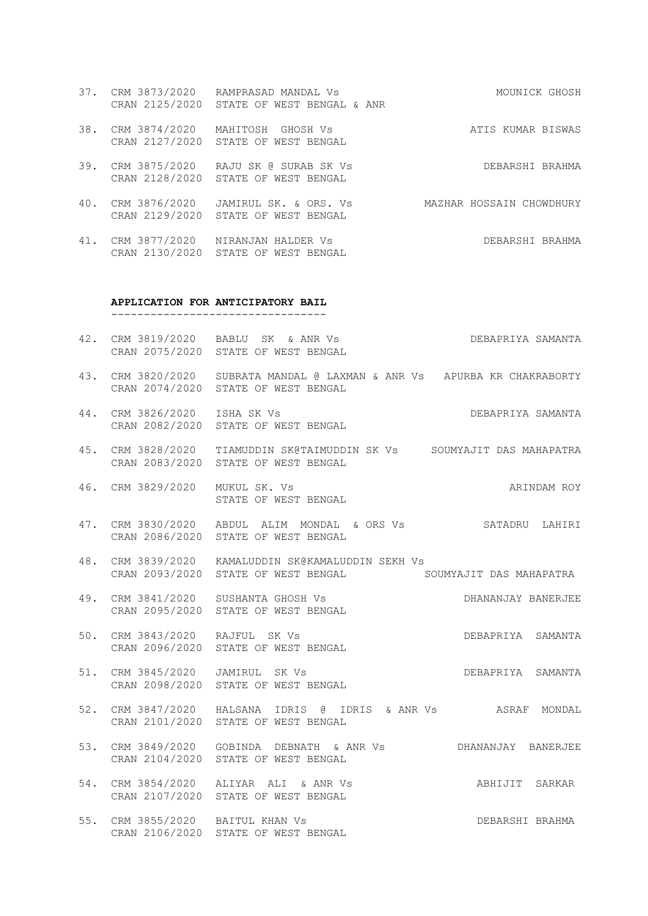37. CRM 3873/2020 RAMPRASAD MANDAL Vs MOUNICK GHOSH
    CRAN 2125/2020 STATE OF WEST BENGAL & ANR

38. CRM 3874/2020 MAHITOSH GHOSH Vs ATIS KUMAR BISWAS
    CRAN 2127/2020 STATE OF WEST BENGAL

39. CRM 3875/2020 RAJU SK @ SURAB SK Vs DEBARSHI BRAHMA
    CRAN 2128/2020 STATE OF WEST BENGAL

40. CRM 3876/2020 JAMIRUL SK. & ORS. Vs MAZHAR HOSSAIN CHOWDHURY
    CRAN 2129/2020 STATE OF WEST BENGAL

41. CRM 3877/2020 NIRANJAN HALDER Vs DEBARSHI BRAHMA
    CRAN 2130/2020 STATE OF WEST BENGAL

**APPLICATION FOR ANTICIPATORY BAIL**

---

42. CRM 3819/2020 BABLU SK & ANR Vs DEBAPRIYA SAMANTA
    CRAN 2075/2020 STATE OF WEST BENGAL

43. CRM 3820/2020 SUBRATA MANDAL @ LAXMAN & ANR Vs APURBA KR CHAKRABORTY
    CRAN 2074/2020 STATE OF WEST BENGAL

44. CRM 3826/2020 ISHA SK Vs DEBAPRIYA SAMANTA
    CRAN 2082/2020 STATE OF WEST BENGAL

45. CRM 3828/2020 TIAMUDDIN SK@TAIMUDDIN SK Vs SOUMYAJIT DAS MAHAPATRA
    CRAN 2083/2020 STATE OF WEST BENGAL

46. CRM 3829/2020 MUKUL SK. Vs ARINDAM ROY
    STATE OF WEST BENGAL

47. CRM 3830/2020 ABDUL ALIM MONDAL & ORS Vs SATADRU LAHIRI
    CRAN 2086/2020 STATE OF WEST BENGAL

48. CRM 3839/2020 KAMALUDDIN SK@KAMALUDDIN SEKH Vs
    CRAN 2093/2020 STATE OF WEST BENGAL SOUMYAJIT DAS MAHAPATRA

49. CRM 3841/2020 SUSHANTA GHOSH Vs DHANANJAY BANERJEE
    CRAN 2095/2020 STATE OF WEST BENGAL

50. CRM 3843/2020 RAJFUL SK Vs DEBAPRIYA SAMANTA
    CRAN 2096/2020 STATE OF WEST BENGAL

51. CRM 3845/2020 JAMIRUL SK Vs DEBAPRIYA SAMANTA
    CRAN 2098/2020 STATE OF WEST BENGAL

52. CRM 3847/2020 HALSANA IDRIS @ IDRIS & ANR Vs ASRAF MONDAL
    CRAN 2101/2020 STATE OF WEST BENGAL

53. CRM 3849/2020 GOBINDA DEBNATH & ANR Vs DHANANJAY BANERJEE
    CRAN 2104/2020 STATE OF WEST BENGAL

54. CRM 3854/2020 ALIYAR ALI & ANR Vs ABHIJIT SARKAR
    CRAN 2107/2020 STATE OF WEST BENGAL

55. CRM 3855/2020 BAITUL KHAN Vs DEBARSHI BRAHMA
    CRAN 2106/2020 STATE OF WEST BENGAL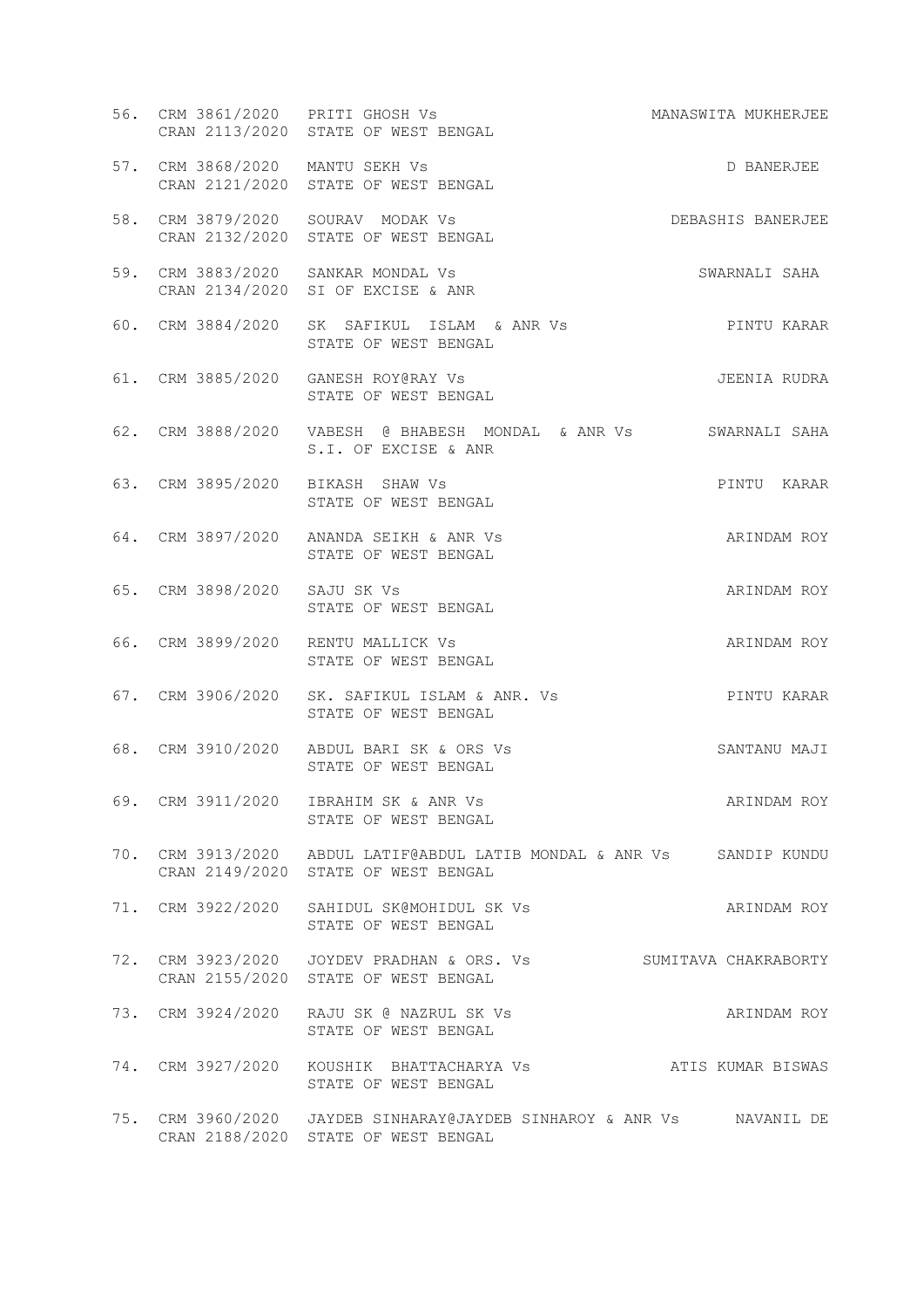| No. | Case No. | Parties | Advocate |
|---|---|---|---|
| 56. | CRM 3861/2020<br>CRAN 2113/2020 | PRITI GHOSH Vs<br>STATE OF WEST BENGAL | MANASWITA MUKHERJEE |
| 57. | CRM 3868/2020<br>CRAN 2121/2020 | MANTU SEKH Vs<br>STATE OF WEST BENGAL | D BANERJEE |
| 58. | CRM 3879/2020<br>CRAN 2132/2020 | SOURAV MODAK Vs<br>STATE OF WEST BENGAL | DEBASHIS BANERJEE |
| 59. | CRM 3883/2020<br>CRAN 2134/2020 | SANKAR MONDAL Vs<br>SI OF EXCISE & ANR | SWARNALI SAHA |
| 60. | CRM 3884/2020 | SK SAFIKUL ISLAM & ANR Vs<br>STATE OF WEST BENGAL | PINTU KARAR |
| 61. | CRM 3885/2020 | GANESH ROY@RAY Vs<br>STATE OF WEST BENGAL | JEENIA RUDRA |
| 62. | CRM 3888/2020 | VABESH @ BHABESH MONDAL & ANR Vs<br>S.I. OF EXCISE & ANR | SWARNALI SAHA |
| 63. | CRM 3895/2020 | BIKASH SHAW Vs<br>STATE OF WEST BENGAL | PINTU KARAR |
| 64. | CRM 3897/2020 | ANANDA SEIKH & ANR Vs<br>STATE OF WEST BENGAL | ARINDAM ROY |
| 65. | CRM 3898/2020 | SAJU SK Vs<br>STATE OF WEST BENGAL | ARINDAM ROY |
| 66. | CRM 3899/2020 | RENTU MALLICK Vs<br>STATE OF WEST BENGAL | ARINDAM ROY |
| 67. | CRM 3906/2020 | SK. SAFIKUL ISLAM & ANR. Vs<br>STATE OF WEST BENGAL | PINTU KARAR |
| 68. | CRM 3910/2020 | ABDUL BARI SK & ORS Vs<br>STATE OF WEST BENGAL | SANTANU MAJI |
| 69. | CRM 3911/2020 | IBRAHIM SK & ANR Vs<br>STATE OF WEST BENGAL | ARINDAM ROY |
| 70. | CRM 3913/2020<br>CRAN 2149/2020 | ABDUL LATIF@ABDUL LATIB MONDAL & ANR Vs<br>STATE OF WEST BENGAL | SANDIP KUNDU |
| 71. | CRM 3922/2020 | SAHIDUL SK@MOHIDUL SK Vs<br>STATE OF WEST BENGAL | ARINDAM ROY |
| 72. | CRM 3923/2020<br>CRAN 2155/2020 | JOYDEV PRADHAN & ORS. Vs<br>STATE OF WEST BENGAL | SUMITAVA CHAKRABORTY |
| 73. | CRM 3924/2020 | RAJU SK @ NAZRUL SK Vs<br>STATE OF WEST BENGAL | ARINDAM ROY |
| 74. | CRM 3927/2020 | KOUSHIK BHATTACHARYA Vs<br>STATE OF WEST BENGAL | ATIS KUMAR BISWAS |
| 75. | CRM 3960/2020<br>CRAN 2188/2020 | JAYDEB SINHARAY@JAYDEB SINHAROY & ANR Vs<br>STATE OF WEST BENGAL | NAVANIL DE |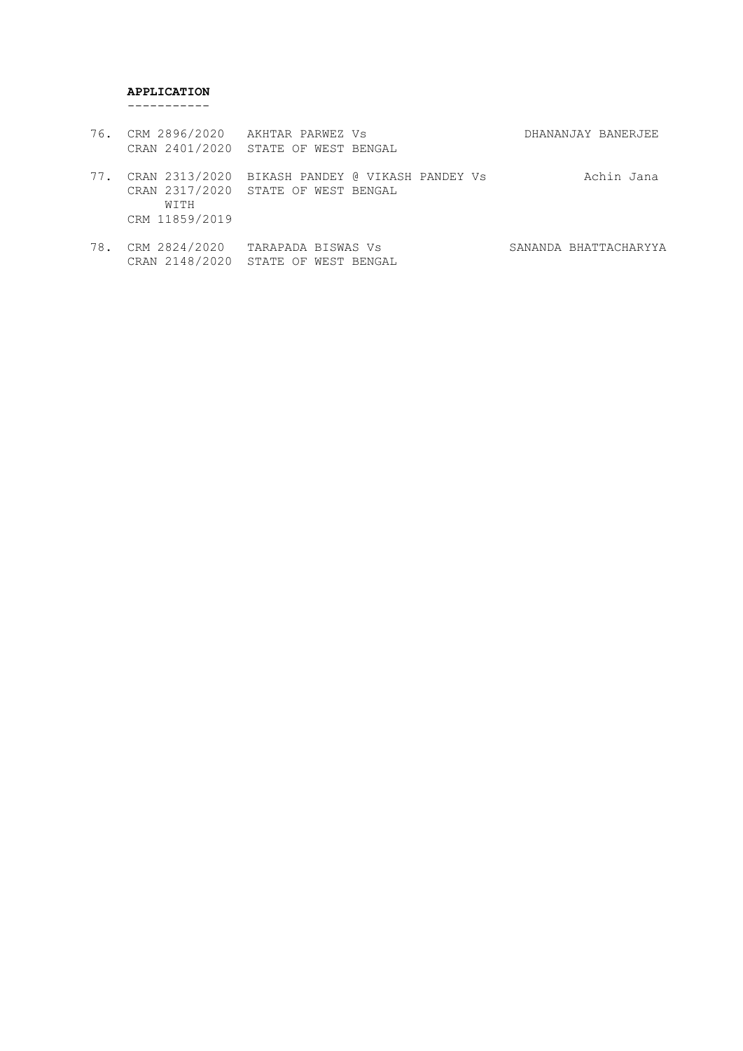**APPLICATION**

-----------

| No. | Case No. | Parties | Advocate |
|---|---|---|---|
| 76. | CRM 2896/2020<br>CRAN 2401/2020 | AKHTAR PARWEZ Vs<br>STATE OF WEST BENGAL | DHANANJAY BANERJEE |
| 77. | CRAN 2313/2020<br>CRAN 2317/2020<br>WITH<br>CRM 11859/2019 | BIKASH PANDEY @ VIKASH PANDEY Vs<br>STATE OF WEST BENGAL | Achin Jana |
| 78. | CRM 2824/2020<br>CRAN 2148/2020 | TARAPADA BISWAS Vs<br>STATE OF WEST BENGAL | SANANDA BHATTACHARYYA |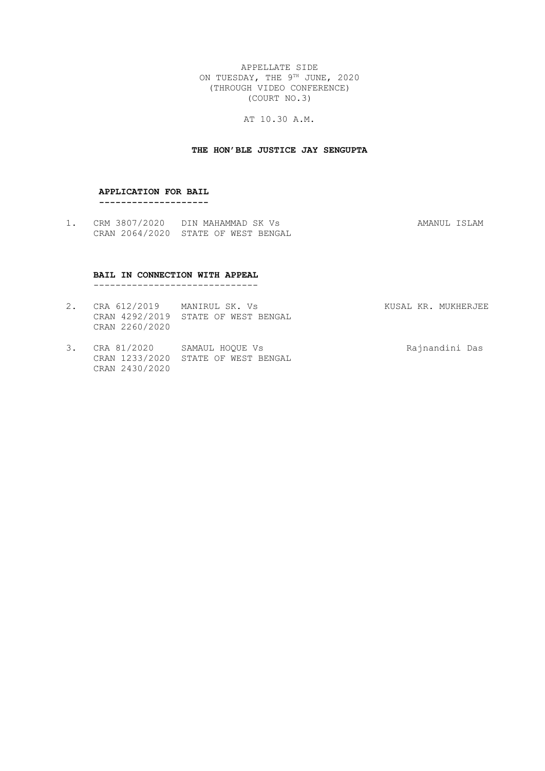APPELLATE SIDE
ON TUESDAY, THE 9TH JUNE, 2020
(THROUGH VIDEO CONFERENCE)
(COURT NO.3)

AT 10.30 A.M.

**THE HON'BLE JUSTICE JAY SENGUPTA**

**APPLICATION FOR BAIL**
--------------------

| | | | |
|---|---|---|---|
| 1. | CRM 3807/2020<br>CRAN 2064/2020 | DIN MAHAMMAD SK Vs<br>STATE OF WEST BENGAL | AMANUL ISLAM |

**BAIL IN CONNECTION WITH APPEAL**
------------------------------

| | | | |
|---|---|---|---|
| 2. | CRA 612/2019<br>CRAN 4292/2019<br>CRAN 2260/2020 | MANIRUL SK. Vs<br>STATE OF WEST BENGAL | KUSAL KR. MUKHERJEE |
| 3. | CRA 81/2020<br>CRAN 1233/2020<br>CRAN 2430/2020 | SAMAUL HOQUE Vs<br>STATE OF WEST BENGAL | Rajnandini Das |